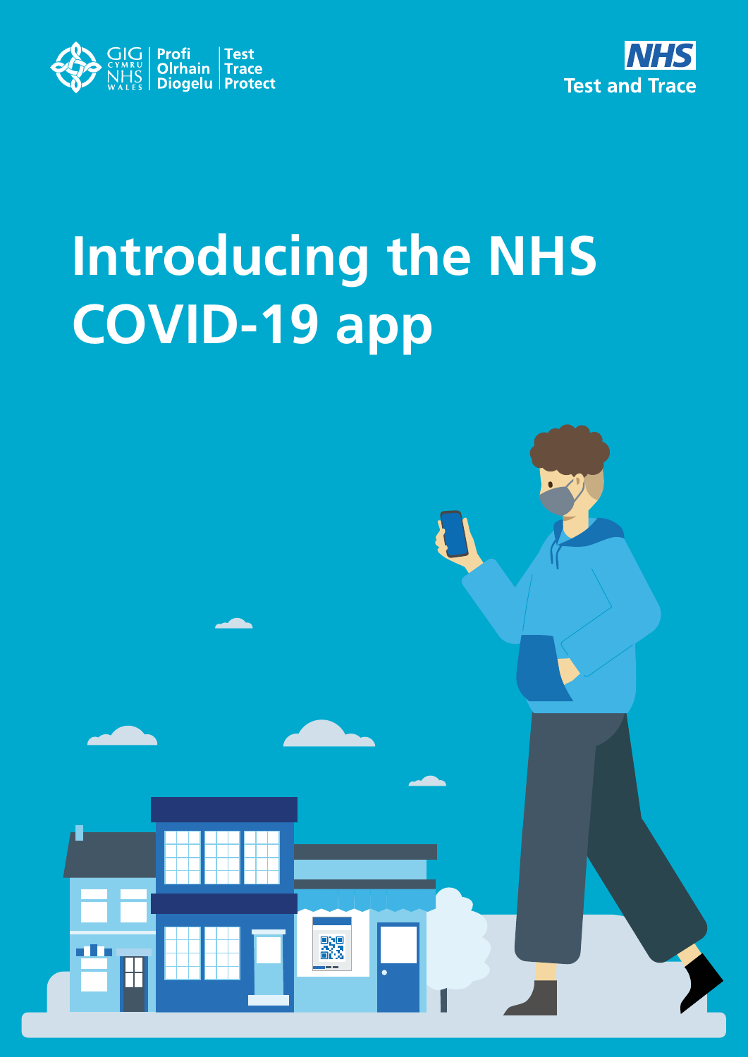GIG CYMRU NHS WALES | Profi Olrhain Diogelu | Test Trace Protect

NHS Test and Trace

# Introducing the NHS COVID-19 app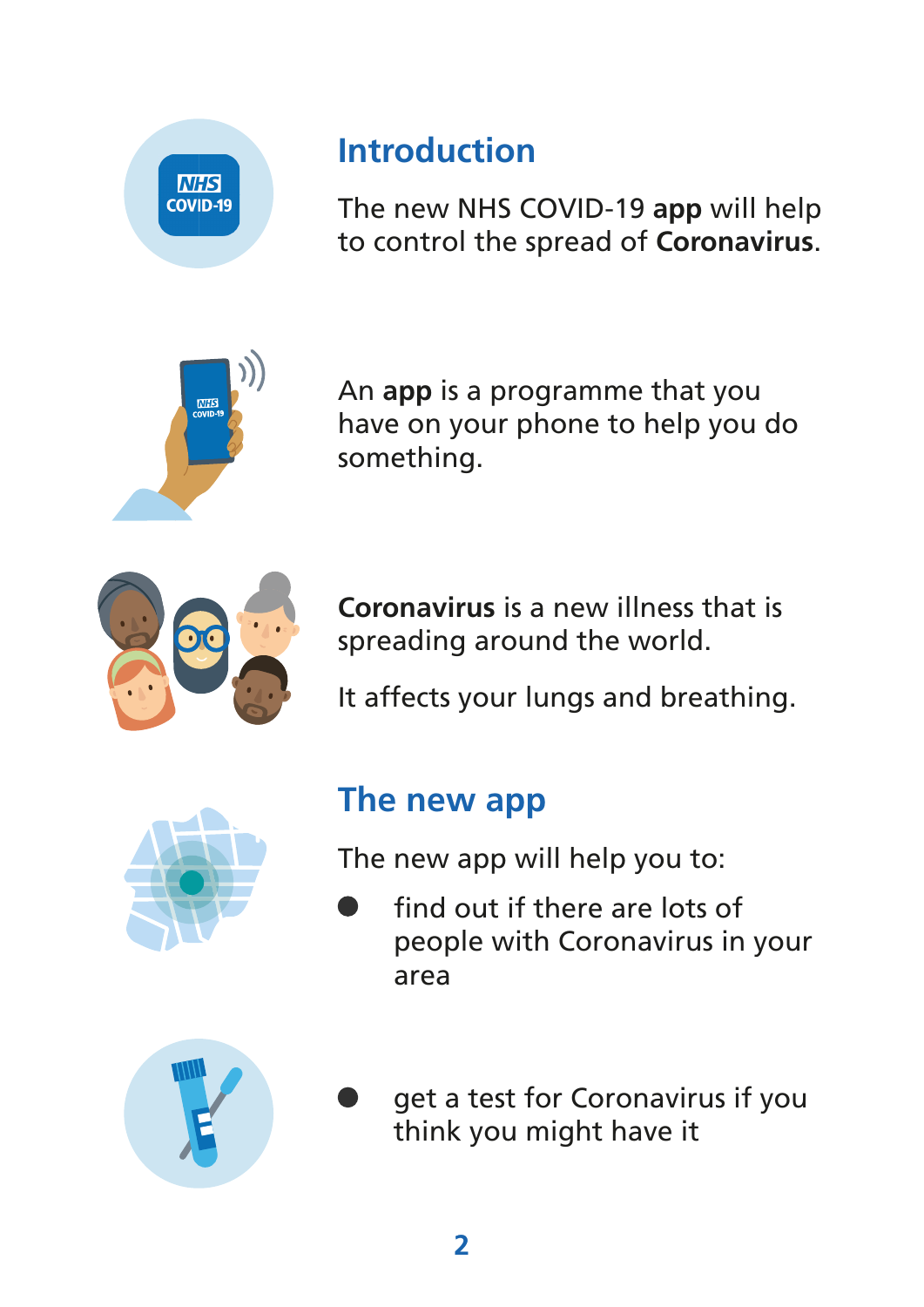## Introduction

The new NHS COVID-19 **app** will help to control the spread of **Coronavirus**.

An **app** is a programme that you have on your phone to help you do something.

**Coronavirus** is a new illness that is spreading around the world.

It affects your lungs and breathing.

## The new app

The new app will help you to:

- find out if there are lots of people with Coronavirus in your area
- get a test for Coronavirus if you think you might have it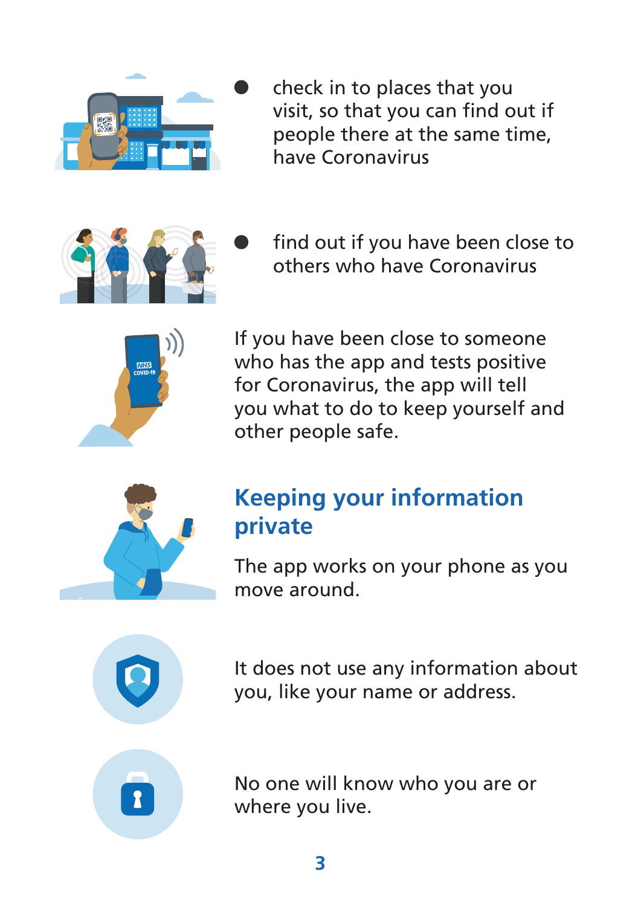- check in to places that you visit, so that you can find out if people there at the same time, have Coronavirus
- find out if you have been close to others who have Coronavirus

If you have been close to someone who has the app and tests positive for Coronavirus, the app will tell you what to do to keep yourself and other people safe.

## Keeping your information private

The app works on your phone as you move around.

It does not use any information about you, like your name or address.

No one will know who you are or where you live.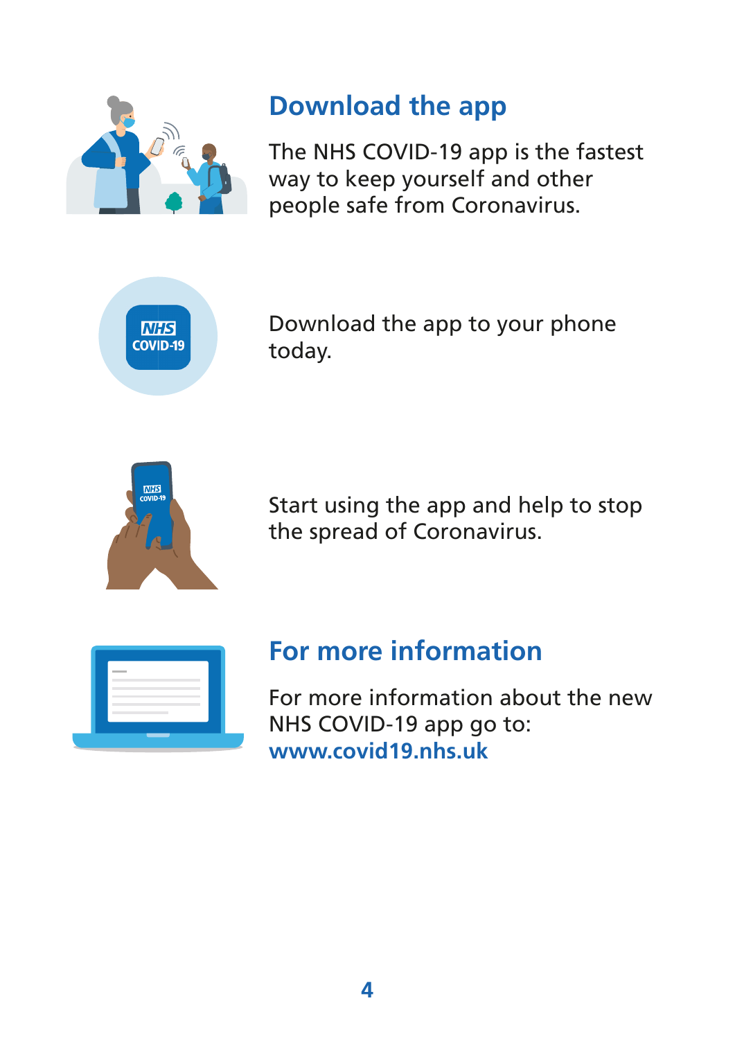## Download the app

The NHS COVID-19 app is the fastest way to keep yourself and other people safe from Coronavirus.

Download the app to your phone today.

Start using the app and help to stop the spread of Coronavirus.

## For more information

For more information about the new NHS COVID-19 app go to:
**www.covid19.nhs.uk**